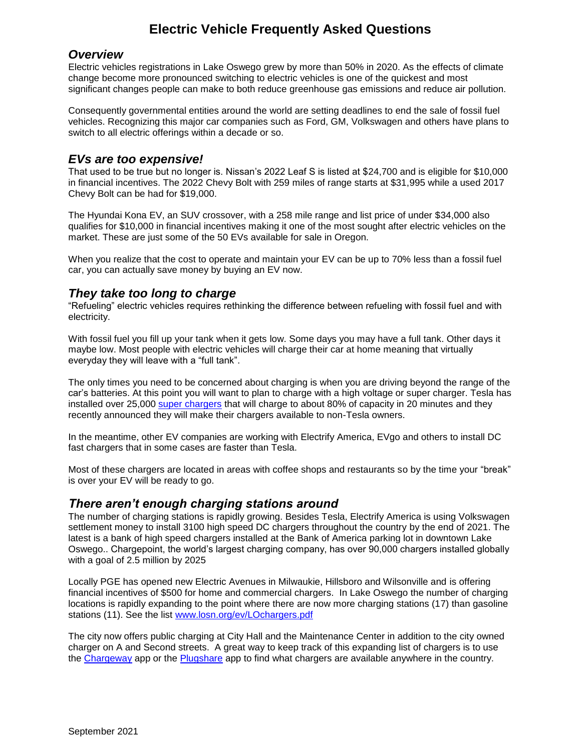# Electric Vehicle Frequently Asked Questions

## *Overview*

Electric vehicles registrations in Lake Oswego grew by more than 50% in 2020. As the effects of climate change become more pronounced switching to electric vehicles is one of the quickest and most significant changes people can make to both reduce greenhouse gas emissions and reduce air pollution.

Consequently governmental entities around the world are setting deadlines to end the sale of fossil fuel vehicles. Recognizing this major car companies such as Ford, GM, Volkswagen and others have plans to switch to all electric offerings within a decade or so.

## *EVs are too expensive!*

That used to be true but no longer is. Nissan's 2022 Leaf S is listed at $24,700 and is eligible for $10,000 in financial incentives. The 2022 Chevy Bolt with 259 miles of range starts at $31,995 while a used 2017 Chevy Bolt can be had for $19,000.

The Hyundai Kona EV, an SUV crossover, with a 258 mile range and list price of under $34,000 also qualifies for $10,000 in financial incentives making it one of the most sought after electric vehicles on the market. These are just some of the 50 EVs available for sale in Oregon.

When you realize that the cost to operate and maintain your EV can be up to 70% less than a fossil fuel car, you can actually save money by buying an EV now.

## *They take too long to charge*

"Refueling" electric vehicles requires rethinking the difference between refueling with fossil fuel and with electricity.

With fossil fuel you fill up your tank when it gets low. Some days you may have a full tank. Other days it maybe low. Most people with electric vehicles will charge their car at home meaning that virtually everyday they will leave with a "full tank".

The only times you need to be concerned about charging is when you are driving beyond the range of the car's batteries. At this point you will want to plan to charge with a high voltage or super charger. Tesla has installed over 25,000 super chargers that will charge to about 80% of capacity in 20 minutes and they recently announced they will make their chargers available to non-Tesla owners.

In the meantime, other EV companies are working with Electrify America, EVgo and others to install DC fast chargers that in some cases are faster than Tesla.

Most of these chargers are located in areas with coffee shops and restaurants so by the time your "break" is over your EV will be ready to go.

## *There aren't enough charging stations around*

The number of charging stations is rapidly growing. Besides Tesla, Electrify America is using Volkswagen settlement money to install 3100 high speed DC chargers throughout the country by the end of 2021. The latest is a bank of high speed chargers installed at the Bank of America parking lot in downtown Lake Oswego.. Chargepoint, the world's largest charging company, has over 90,000 chargers installed globally with a goal of 2.5 million by 2025

Locally PGE has opened new Electric Avenues in Milwaukie, Hillsboro and Wilsonville and is offering financial incentives of $500 for home and commercial chargers. In Lake Oswego the number of charging locations is rapidly expanding to the point where there are now more charging stations (17) than gasoline stations (11). See the list www.losn.org/ev/LOchargers.pdf

The city now offers public charging at City Hall and the Maintenance Center in addition to the city owned charger on A and Second streets. A great way to keep track of this expanding list of chargers is to use the Chargeway app or the Plugshare app to find what chargers are available anywhere in the country.

September 2021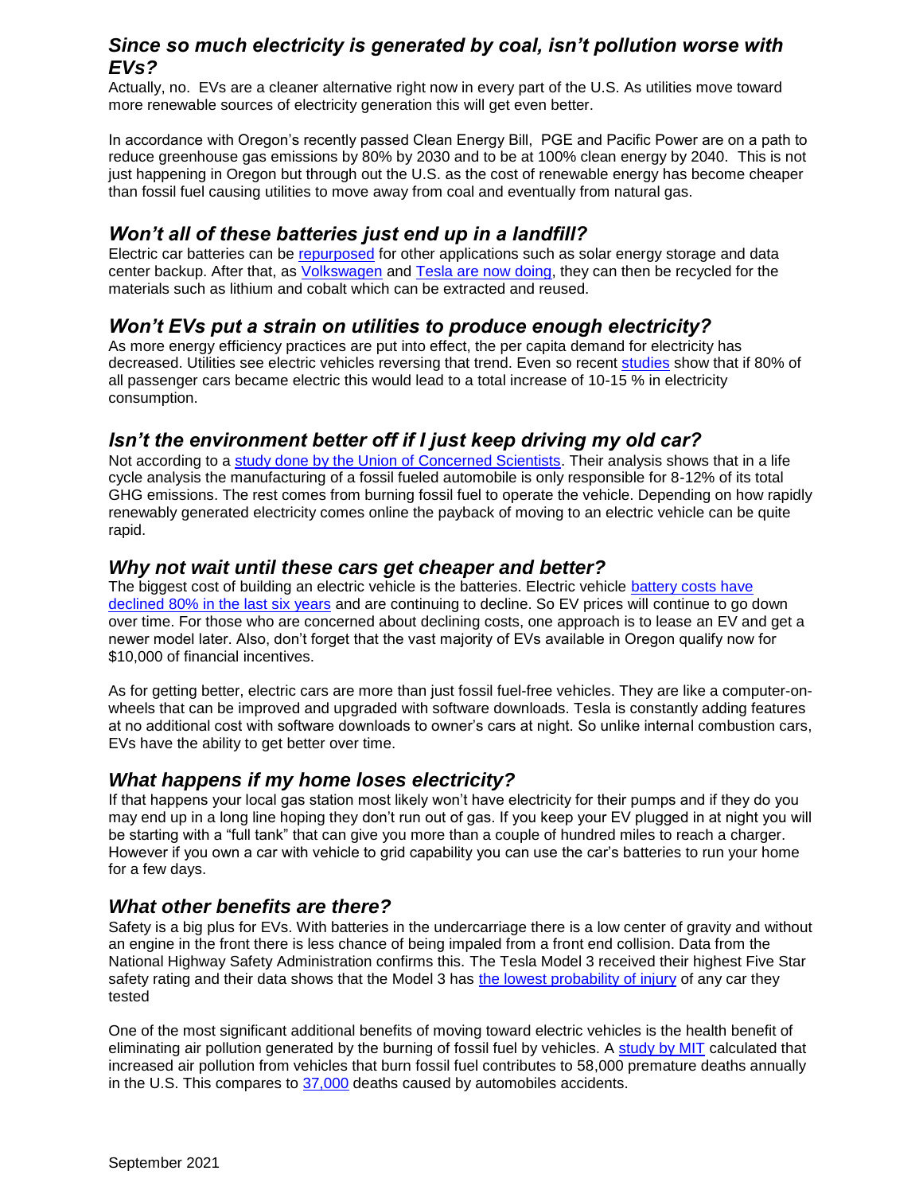## *Since so much electricity is generated by coal, isn't pollution worse with EVs?*

Actually, no. EVs are a cleaner alternative right now in every part of the U.S. As utilities move toward more renewable sources of electricity generation this will get even better.

In accordance with Oregon's recently passed Clean Energy Bill, PGE and Pacific Power are on a path to reduce greenhouse gas emissions by 80% by 2030 and to be at 100% clean energy by 2040. This is not just happening in Oregon but through out the U.S. as the cost of renewable energy has become cheaper than fossil fuel causing utilities to move away from coal and eventually from natural gas.

## *Won't all of these batteries just end up in a landfill?*

Electric car batteries can be repurposed for other applications such as solar energy storage and data center backup. After that, as Volkswagen and Tesla are now doing, they can then be recycled for the materials such as lithium and cobalt which can be extracted and reused.

## *Won't EVs put a strain on utilities to produce enough electricity?*

As more energy efficiency practices are put into effect, the per capita demand for electricity has decreased. Utilities see electric vehicles reversing that trend. Even so recent studies show that if 80% of all passenger cars became electric this would lead to a total increase of 10-15 % in electricity consumption.

## *Isn't the environment better off if I just keep driving my old car?*

Not according to a study done by the Union of Concerned Scientists. Their analysis shows that in a life cycle analysis the manufacturing of a fossil fueled automobile is only responsible for 8-12% of its total GHG emissions. The rest comes from burning fossil fuel to operate the vehicle. Depending on how rapidly renewably generated electricity comes online the payback of moving to an electric vehicle can be quite rapid.

## *Why not wait until these cars get cheaper and better?*

The biggest cost of building an electric vehicle is the batteries. Electric vehicle battery costs have declined 80% in the last six years and are continuing to decline. So EV prices will continue to go down over time. For those who are concerned about declining costs, one approach is to lease an EV and get a newer model later. Also, don't forget that the vast majority of EVs available in Oregon qualify now for $10,000 of financial incentives.

As for getting better, electric cars are more than just fossil fuel-free vehicles. They are like a computer-on-wheels that can be improved and upgraded with software downloads. Tesla is constantly adding features at no additional cost with software downloads to owner's cars at night. So unlike internal combustion cars, EVs have the ability to get better over time.

## *What happens if my home loses electricity?*

If that happens your local gas station most likely won't have electricity for their pumps and if they do you may end up in a long line hoping they don't run out of gas. If you keep your EV plugged in at night you will be starting with a "full tank" that can give you more than a couple of hundred miles to reach a charger. However if you own a car with vehicle to grid capability you can use the car's batteries to run your home for a few days.

## *What other benefits are there?*

Safety is a big plus for EVs. With batteries in the undercarriage there is a low center of gravity and without an engine in the front there is less chance of being impaled from a front end collision. Data from the National Highway Safety Administration confirms this. The Tesla Model 3 received their highest Five Star safety rating and their data shows that the Model 3 has the lowest probability of injury of any car they tested

One of the most significant additional benefits of moving toward electric vehicles is the health benefit of eliminating air pollution generated by the burning of fossil fuel by vehicles. A study by MIT calculated that increased air pollution from vehicles that burn fossil fuel contributes to 58,000 premature deaths annually in the U.S. This compares to 37,000 deaths caused by automobiles accidents.

September 2021